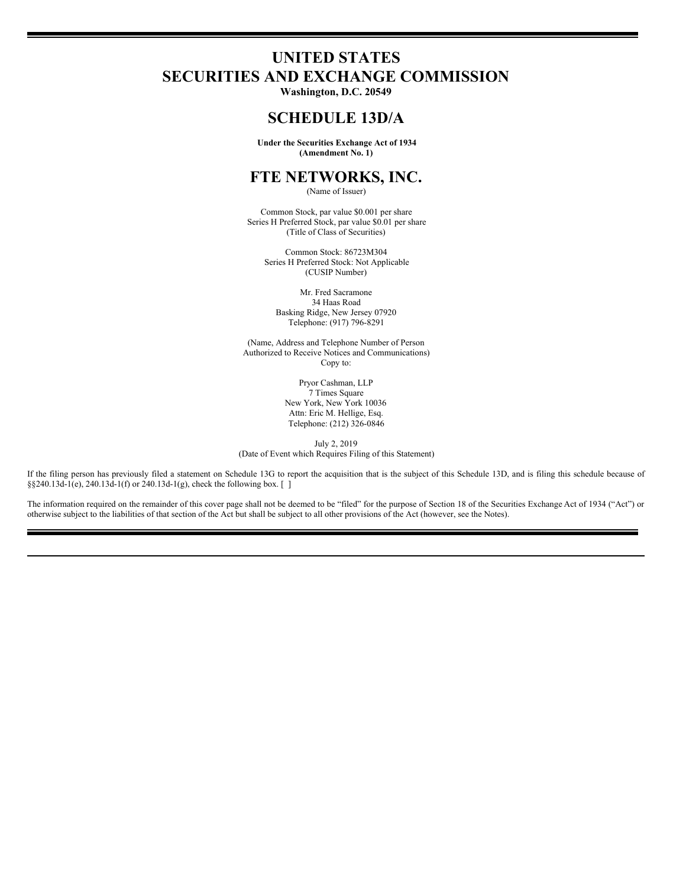# UNITED STATES
# SECURITIES AND EXCHANGE COMMISSION

**Washington, D.C. 20549**

## SCHEDULE 13D/A

**Under the Securities Exchange Act of 1934**
**(Amendment No. 1)**

## FTE NETWORKS, INC.

(Name of Issuer)

Common Stock, par value $0.001 per share
Series H Preferred Stock, par value $0.01 per share
(Title of Class of Securities)

Common Stock: 86723M304
Series H Preferred Stock: Not Applicable
(CUSIP Number)

Mr. Fred Sacramone
34 Haas Road
Basking Ridge, New Jersey 07920
Telephone: (917) 796-8291

(Name, Address and Telephone Number of Person
Authorized to Receive Notices and Communications)
Copy to:

Pryor Cashman, LLP
7 Times Square
New York, New York 10036
Attn: Eric M. Hellige, Esq.
Telephone: (212) 326-0846

July 2, 2019
(Date of Event which Requires Filing of this Statement)

If the filing person has previously filed a statement on Schedule 13G to report the acquisition that is the subject of this Schedule 13D, and is filing this schedule because of §§240.13d-1(e), 240.13d-1(f) or 240.13d-1(g), check the following box. [ ]

The information required on the remainder of this cover page shall not be deemed to be "filed" for the purpose of Section 18 of the Securities Exchange Act of 1934 ("Act") or otherwise subject to the liabilities of that section of the Act but shall be subject to all other provisions of the Act (however, see the Notes).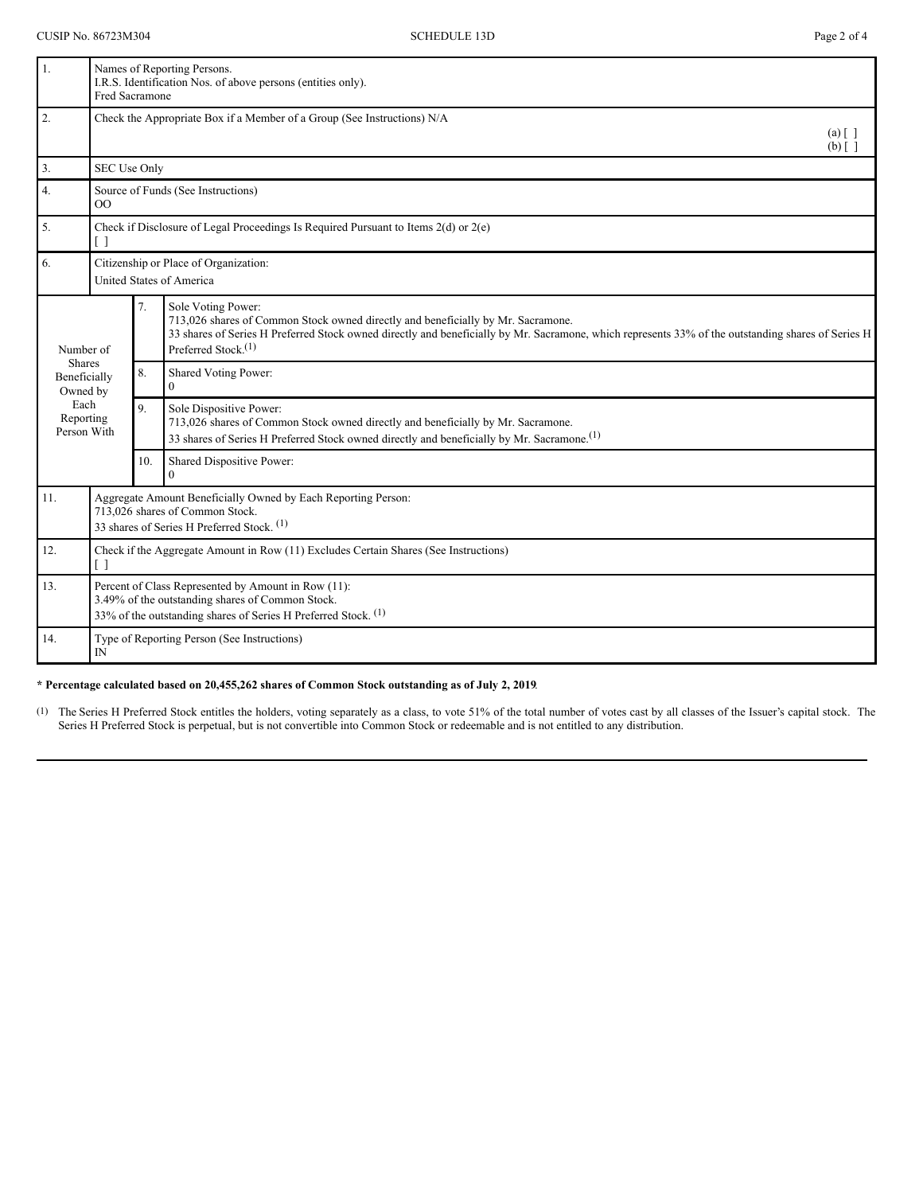| | | | |
|---|---|---|---|
| 1. | Names of Reporting Persons.<br>I.R.S. Identification Nos. of above persons (entities only).<br>Fred Sacramone | | |
| 2. | Check the Appropriate Box if a Member of a Group (See Instructions) N/A<br>(a) [ ]<br>(b) [ ] | | |
| 3. | SEC Use Only | | |
| 4. | Source of Funds (See Instructions)<br>OO | | |
| 5. | Check if Disclosure of Legal Proceedings Is Required Pursuant to Items 2(d) or 2(e)<br>[ ] | | |
| 6. | Citizenship or Place of Organization:<br>United States of America | | |
| Number of Shares Beneficially Owned by Each Reporting Person With | | 7. | Sole Voting Power:<br>713,026 shares of Common Stock owned directly and beneficially by Mr. Sacramone.<br>33 shares of Series H Preferred Stock owned directly and beneficially by Mr. Sacramone, which represents 33% of the outstanding shares of Series H Preferred Stock.(1) |
| | | 8. | Shared Voting Power:<br>0 |
| | | 9. | Sole Dispositive Power:<br>713,026 shares of Common Stock owned directly and beneficially by Mr. Sacramone.<br>33 shares of Series H Preferred Stock owned directly and beneficially by Mr. Sacramone.(1) |
| | | 10. | Shared Dispositive Power:<br>0 |
| 11. | Aggregate Amount Beneficially Owned by Each Reporting Person:<br>713,026 shares of Common Stock.<br>33 shares of Series H Preferred Stock. (1) | | |
| 12. | Check if the Aggregate Amount in Row (11) Excludes Certain Shares (See Instructions)<br>[ ] | | |
| 13. | Percent of Class Represented by Amount in Row (11):<br>3.49% of the outstanding shares of Common Stock.<br>33% of the outstanding shares of Series H Preferred Stock. (1) | | |
| 14. | Type of Reporting Person (See Instructions)<br>IN | | |

**\* Percentage calculated based on 20,455,262 shares of Common Stock outstanding as of July 2, 2019**.

(1) The Series H Preferred Stock entitles the holders, voting separately as a class, to vote 51% of the total number of votes cast by all classes of the Issuer's capital stock. The Series H Preferred Stock is perpetual, but is not convertible into Common Stock or redeemable and is not entitled to any distribution.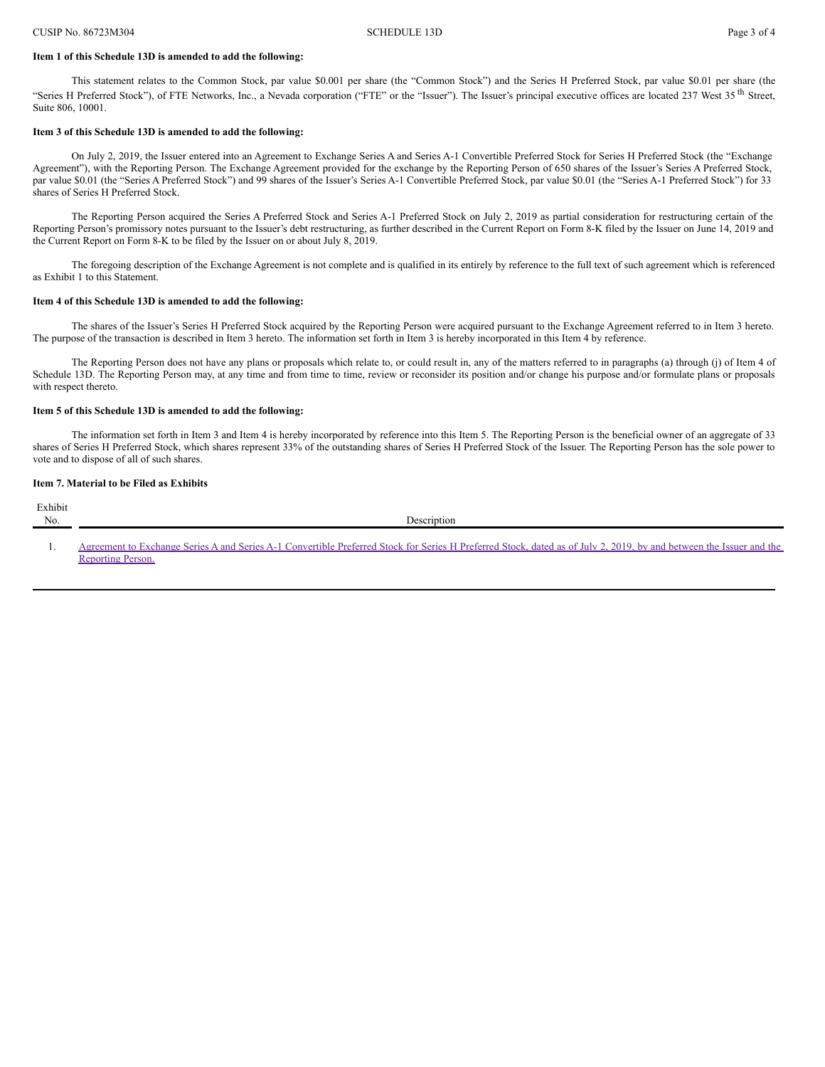**Item 1 of this Schedule 13D is amended to add the following:**

This statement relates to the Common Stock, par value $0.001 per share (the "Common Stock") and the Series H Preferred Stock, par value $0.01 per share (the "Series H Preferred Stock"), of FTE Networks, Inc., a Nevada corporation ("FTE" or the "Issuer"). The Issuer's principal executive offices are located 237 West 35 th Street, Suite 806, 10001.

**Item 3 of this Schedule 13D is amended to add the following:**

On July 2, 2019, the Issuer entered into an Agreement to Exchange Series A and Series A-1 Convertible Preferred Stock for Series H Preferred Stock (the "Exchange Agreement"), with the Reporting Person. The Exchange Agreement provided for the exchange by the Reporting Person of 650 shares of the Issuer's Series A Preferred Stock, par value $0.01 (the "Series A Preferred Stock") and 99 shares of the Issuer's Series A-1 Convertible Preferred Stock, par value $0.01 (the "Series A-1 Preferred Stock") for 33 shares of Series H Preferred Stock.

The Reporting Person acquired the Series A Preferred Stock and Series A-1 Preferred Stock on July 2, 2019 as partial consideration for restructuring certain of the Reporting Person's promissory notes pursuant to the Issuer's debt restructuring, as further described in the Current Report on Form 8-K filed by the Issuer on June 14, 2019 and the Current Report on Form 8-K to be filed by the Issuer on or about July 8, 2019.

The foregoing description of the Exchange Agreement is not complete and is qualified in its entirely by reference to the full text of such agreement which is referenced as Exhibit 1 to this Statement.

**Item 4 of this Schedule 13D is amended to add the following:**

The shares of the Issuer's Series H Preferred Stock acquired by the Reporting Person were acquired pursuant to the Exchange Agreement referred to in Item 3 hereto. The purpose of the transaction is described in Item 3 hereto. The information set forth in Item 3 is hereby incorporated in this Item 4 by reference.

The Reporting Person does not have any plans or proposals which relate to, or could result in, any of the matters referred to in paragraphs (a) through (j) of Item 4 of Schedule 13D. The Reporting Person may, at any time and from time to time, review or reconsider its position and/or change his purpose and/or formulate plans or proposals with respect thereto.

**Item 5 of this Schedule 13D is amended to add the following:**

The information set forth in Item 3 and Item 4 is hereby incorporated by reference into this Item 5. The Reporting Person is the beneficial owner of an aggregate of 33 shares of Series H Preferred Stock, which shares represent 33% of the outstanding shares of Series H Preferred Stock of the Issuer. The Reporting Person has the sole power to vote and to dispose of all of such shares.

**Item 7. Material to be Filed as Exhibits**

| Exhibit No. | Description |
|---|---|
| 1. | Agreement to Exchange Series A and Series A-1 Convertible Preferred Stock for Series H Preferred Stock, dated as of July 2, 2019, by and between the Issuer and the Reporting Person. |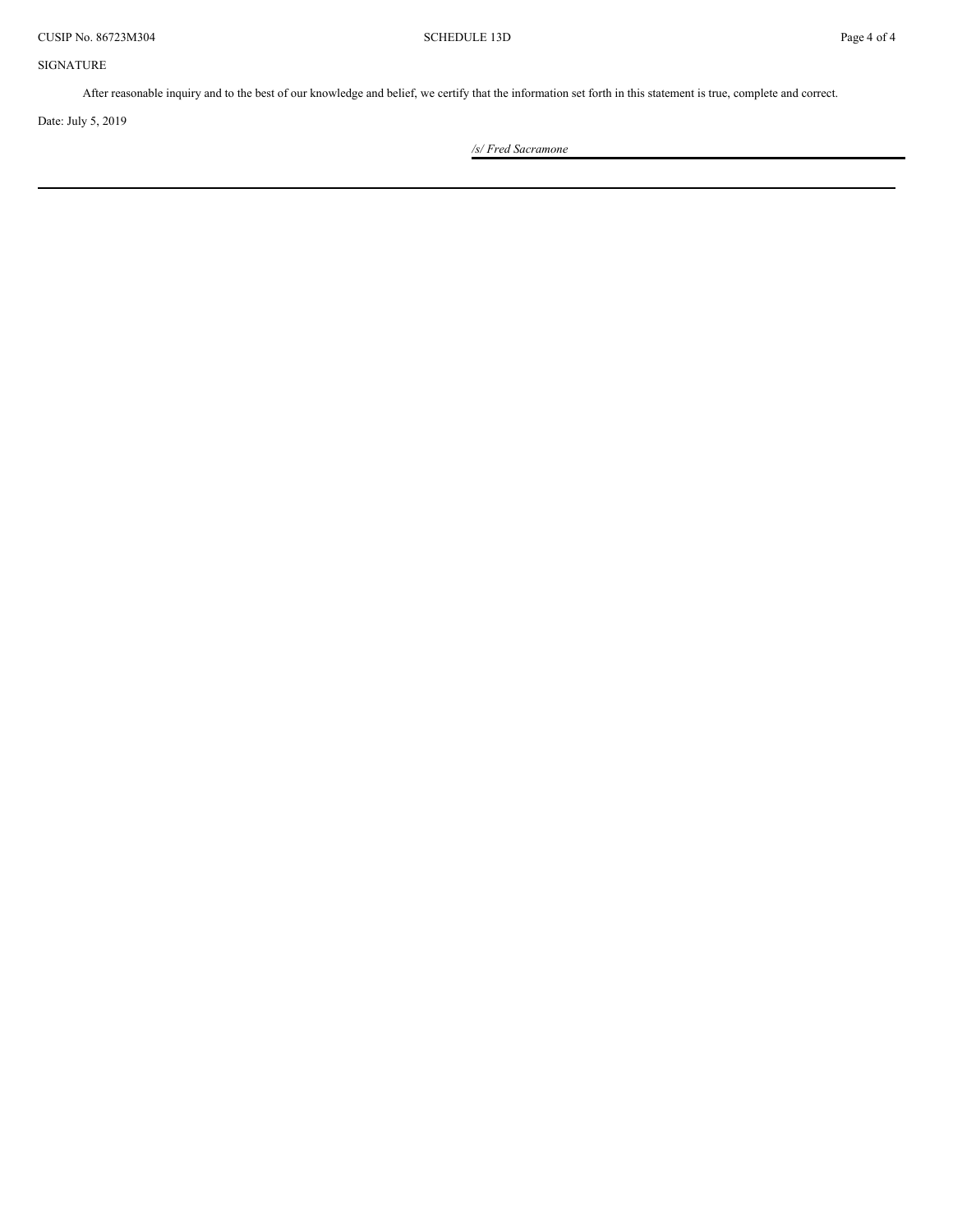SIGNATURE

After reasonable inquiry and to the best of our knowledge and belief, we certify that the information set forth in this statement is true, complete and correct.

Date: July 5, 2019

*/s/ Fred Sacramone*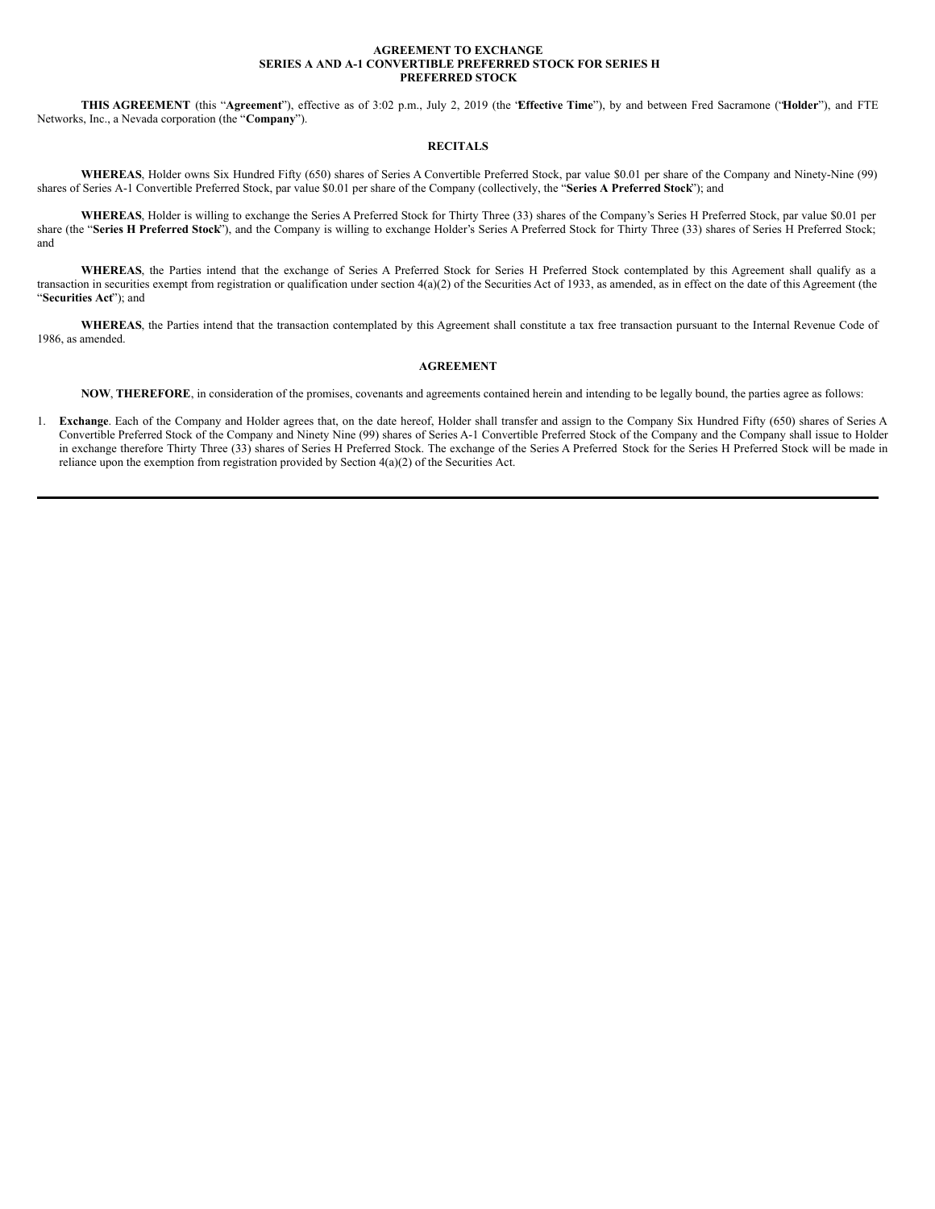**AGREEMENT TO EXCHANGE**
**SERIES A AND A-1 CONVERTIBLE PREFERRED STOCK FOR SERIES H**
**PREFERRED STOCK**

**THIS AGREEMENT** (this "**Agreement**"), effective as of 3:02 p.m., July 2, 2019 (the "**Effective Time**"), by and between Fred Sacramone ("**Holder**"), and FTE Networks, Inc., a Nevada corporation (the "**Company**").

**RECITALS**

**WHEREAS**, Holder owns Six Hundred Fifty (650) shares of Series A Convertible Preferred Stock, par value $0.01 per share of the Company and Ninety-Nine (99) shares of Series A-1 Convertible Preferred Stock, par value $0.01 per share of the Company (collectively, the "**Series A Preferred Stock**"); and

**WHEREAS**, Holder is willing to exchange the Series A Preferred Stock for Thirty Three (33) shares of the Company's Series H Preferred Stock, par value $0.01 per share (the "**Series H Preferred Stock**"), and the Company is willing to exchange Holder's Series A Preferred Stock for Thirty Three (33) shares of Series H Preferred Stock; and

**WHEREAS**, the Parties intend that the exchange of Series A Preferred Stock for Series H Preferred Stock contemplated by this Agreement shall qualify as a transaction in securities exempt from registration or qualification under section 4(a)(2) of the Securities Act of 1933, as amended, as in effect on the date of this Agreement (the "**Securities Act**"); and

**WHEREAS**, the Parties intend that the transaction contemplated by this Agreement shall constitute a tax free transaction pursuant to the Internal Revenue Code of 1986, as amended.

**AGREEMENT**

**NOW**, **THEREFORE**, in consideration of the promises, covenants and agreements contained herein and intending to be legally bound, the parties agree as follows:

1. **Exchange**. Each of the Company and Holder agrees that, on the date hereof, Holder shall transfer and assign to the Company Six Hundred Fifty (650) shares of Series A Convertible Preferred Stock of the Company and Ninety Nine (99) shares of Series A-1 Convertible Preferred Stock of the Company and the Company shall issue to Holder in exchange therefore Thirty Three (33) shares of Series H Preferred Stock. The exchange of the Series A Preferred Stock for the Series H Preferred Stock will be made in reliance upon the exemption from registration provided by Section 4(a)(2) of the Securities Act.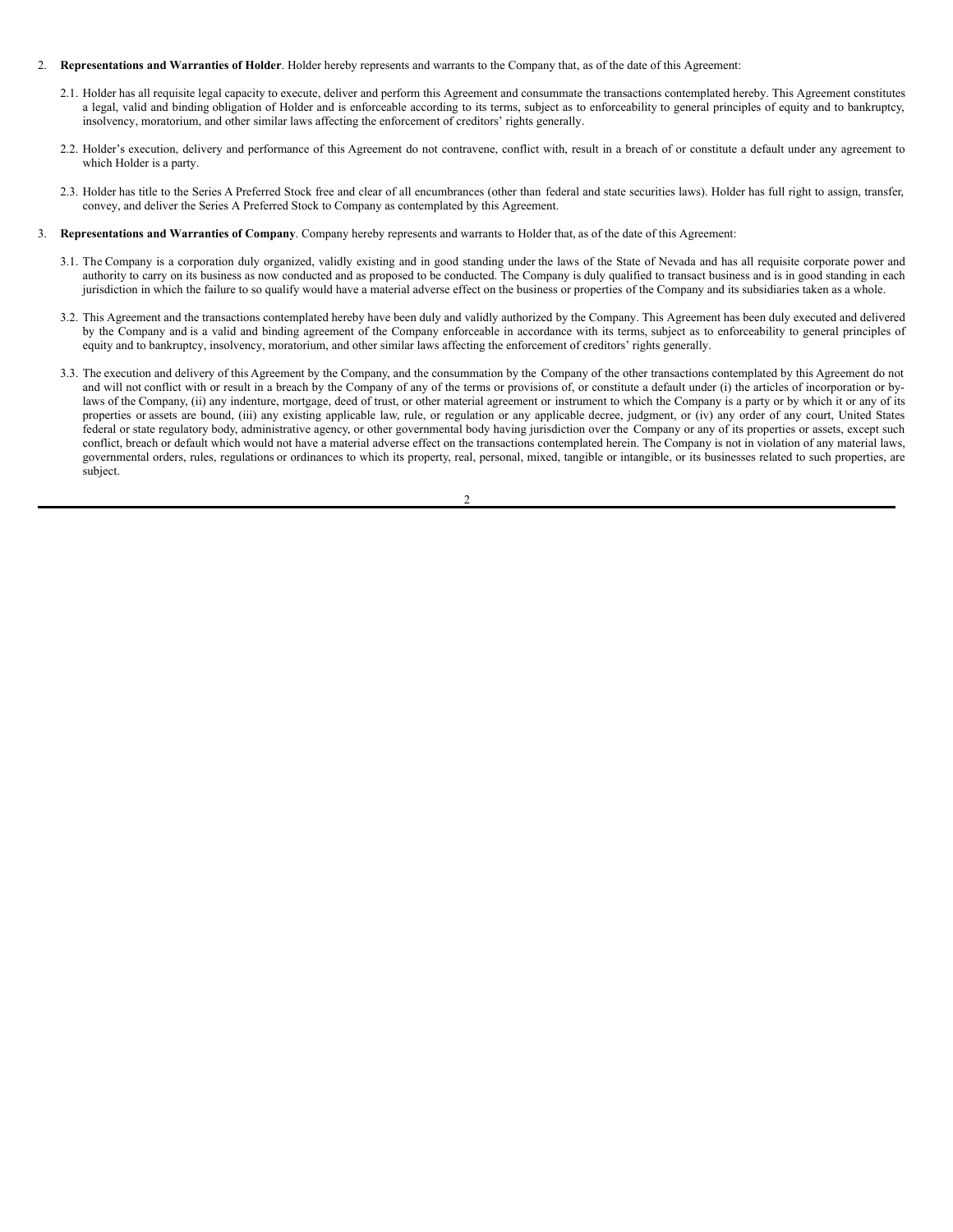2. **Representations and Warranties of Holder**. Holder hereby represents and warrants to the Company that, as of the date of this Agreement:

   2.1. Holder has all requisite legal capacity to execute, deliver and perform this Agreement and consummate the transactions contemplated hereby. This Agreement constitutes a legal, valid and binding obligation of Holder and is enforceable according to its terms, subject as to enforceability to general principles of equity and to bankruptcy, insolvency, moratorium, and other similar laws affecting the enforcement of creditors' rights generally.

   2.2. Holder's execution, delivery and performance of this Agreement do not contravene, conflict with, result in a breach of or constitute a default under any agreement to which Holder is a party.

   2.3. Holder has title to the Series A Preferred Stock free and clear of all encumbrances (other than federal and state securities laws). Holder has full right to assign, transfer, convey, and deliver the Series A Preferred Stock to Company as contemplated by this Agreement.

3. **Representations and Warranties of Company**. Company hereby represents and warrants to Holder that, as of the date of this Agreement:

   3.1. The Company is a corporation duly organized, validly existing and in good standing under the laws of the State of Nevada and has all requisite corporate power and authority to carry on its business as now conducted and as proposed to be conducted. The Company is duly qualified to transact business and is in good standing in each jurisdiction in which the failure to so qualify would have a material adverse effect on the business or properties of the Company and its subsidiaries taken as a whole.

   3.2. This Agreement and the transactions contemplated hereby have been duly and validly authorized by the Company. This Agreement has been duly executed and delivered by the Company and is a valid and binding agreement of the Company enforceable in accordance with its terms, subject as to enforceability to general principles of equity and to bankruptcy, insolvency, moratorium, and other similar laws affecting the enforcement of creditors' rights generally.

   3.3. The execution and delivery of this Agreement by the Company, and the consummation by the Company of the other transactions contemplated by this Agreement do not and will not conflict with or result in a breach by the Company of any of the terms or provisions of, or constitute a default under (i) the articles of incorporation or by-laws of the Company, (ii) any indenture, mortgage, deed of trust, or other material agreement or instrument to which the Company is a party or by which it or any of its properties or assets are bound, (iii) any existing applicable law, rule, or regulation or any applicable decree, judgment, or (iv) any order of any court, United States federal or state regulatory body, administrative agency, or other governmental body having jurisdiction over the Company or any of its properties or assets, except such conflict, breach or default which would not have a material adverse effect on the transactions contemplated herein. The Company is not in violation of any material laws, governmental orders, rules, regulations or ordinances to which its property, real, personal, mixed, tangible or intangible, or its businesses related to such properties, are subject.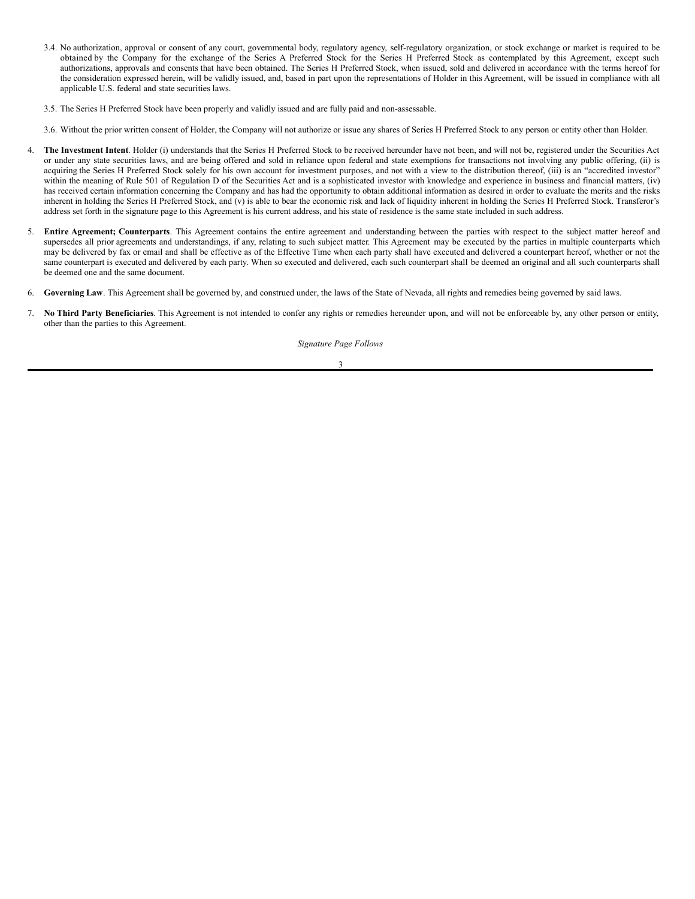3.4. No authorization, approval or consent of any court, governmental body, regulatory agency, self-regulatory organization, or stock exchange or market is required to be obtained by the Company for the exchange of the Series A Preferred Stock for the Series H Preferred Stock as contemplated by this Agreement, except such authorizations, approvals and consents that have been obtained. The Series H Preferred Stock, when issued, sold and delivered in accordance with the terms hereof for the consideration expressed herein, will be validly issued, and, based in part upon the representations of Holder in this Agreement, will be issued in compliance with all applicable U.S. federal and state securities laws.

3.5. The Series H Preferred Stock have been properly and validly issued and are fully paid and non-assessable.

3.6. Without the prior written consent of Holder, the Company will not authorize or issue any shares of Series H Preferred Stock to any person or entity other than Holder.

4. **The Investment Intent**. Holder (i) understands that the Series H Preferred Stock to be received hereunder have not been, and will not be, registered under the Securities Act or under any state securities laws, and are being offered and sold in reliance upon federal and state exemptions for transactions not involving any public offering, (ii) is acquiring the Series H Preferred Stock solely for his own account for investment purposes, and not with a view to the distribution thereof, (iii) is an "accredited investor" within the meaning of Rule 501 of Regulation D of the Securities Act and is a sophisticated investor with knowledge and experience in business and financial matters, (iv) has received certain information concerning the Company and has had the opportunity to obtain additional information as desired in order to evaluate the merits and the risks inherent in holding the Series H Preferred Stock, and (v) is able to bear the economic risk and lack of liquidity inherent in holding the Series H Preferred Stock. Transferor's address set forth in the signature page to this Agreement is his current address, and his state of residence is the same state included in such address.

5. **Entire Agreement; Counterparts**. This Agreement contains the entire agreement and understanding between the parties with respect to the subject matter hereof and supersedes all prior agreements and understandings, if any, relating to such subject matter. This Agreement may be executed by the parties in multiple counterparts which may be delivered by fax or email and shall be effective as of the Effective Time when each party shall have executed and delivered a counterpart hereof, whether or not the same counterpart is executed and delivered by each party. When so executed and delivered, each such counterpart shall be deemed an original and all such counterparts shall be deemed one and the same document.

6. **Governing Law**. This Agreement shall be governed by, and construed under, the laws of the State of Nevada, all rights and remedies being governed by said laws.

7. **No Third Party Beneficiaries**. This Agreement is not intended to confer any rights or remedies hereunder upon, and will not be enforceable by, any other person or entity, other than the parties to this Agreement.

*Signature Page Follows*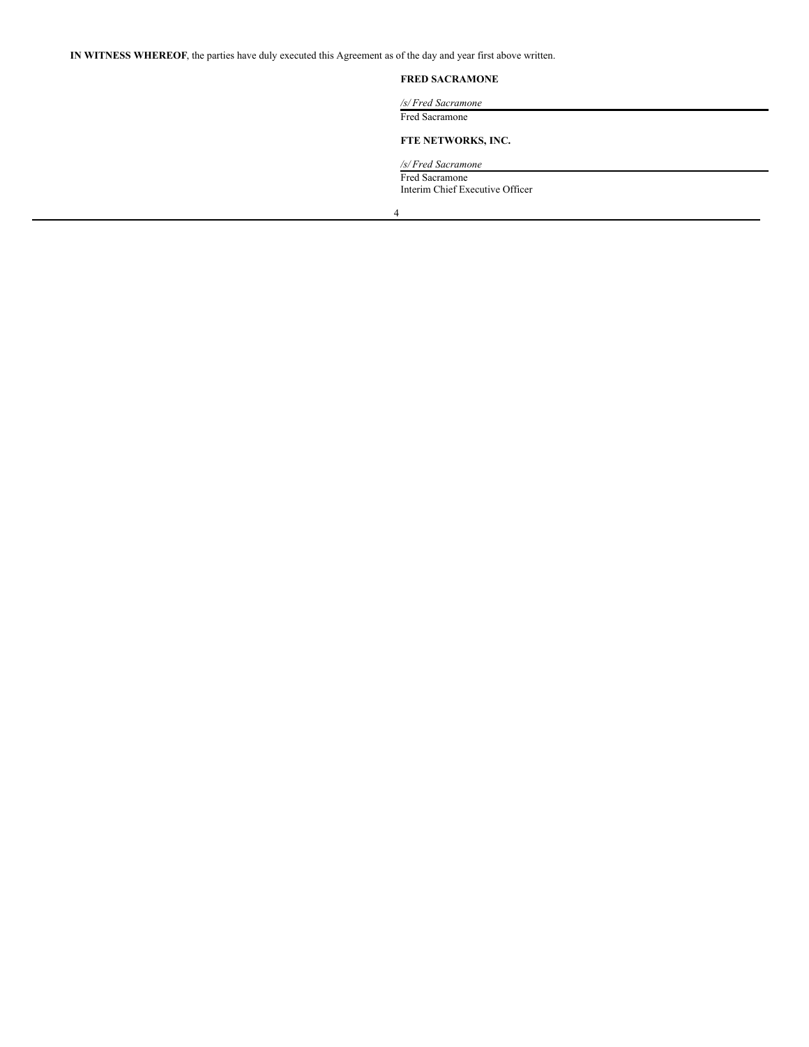**IN WITNESS WHEREOF**, the parties have duly executed this Agreement as of the day and year first above written.

**FRED SACRAMONE**

*/s/ Fred Sacramone*

Fred Sacramone

**FTE NETWORKS, INC.**

*/s/ Fred Sacramone*

Fred Sacramone

Interim Chief Executive Officer